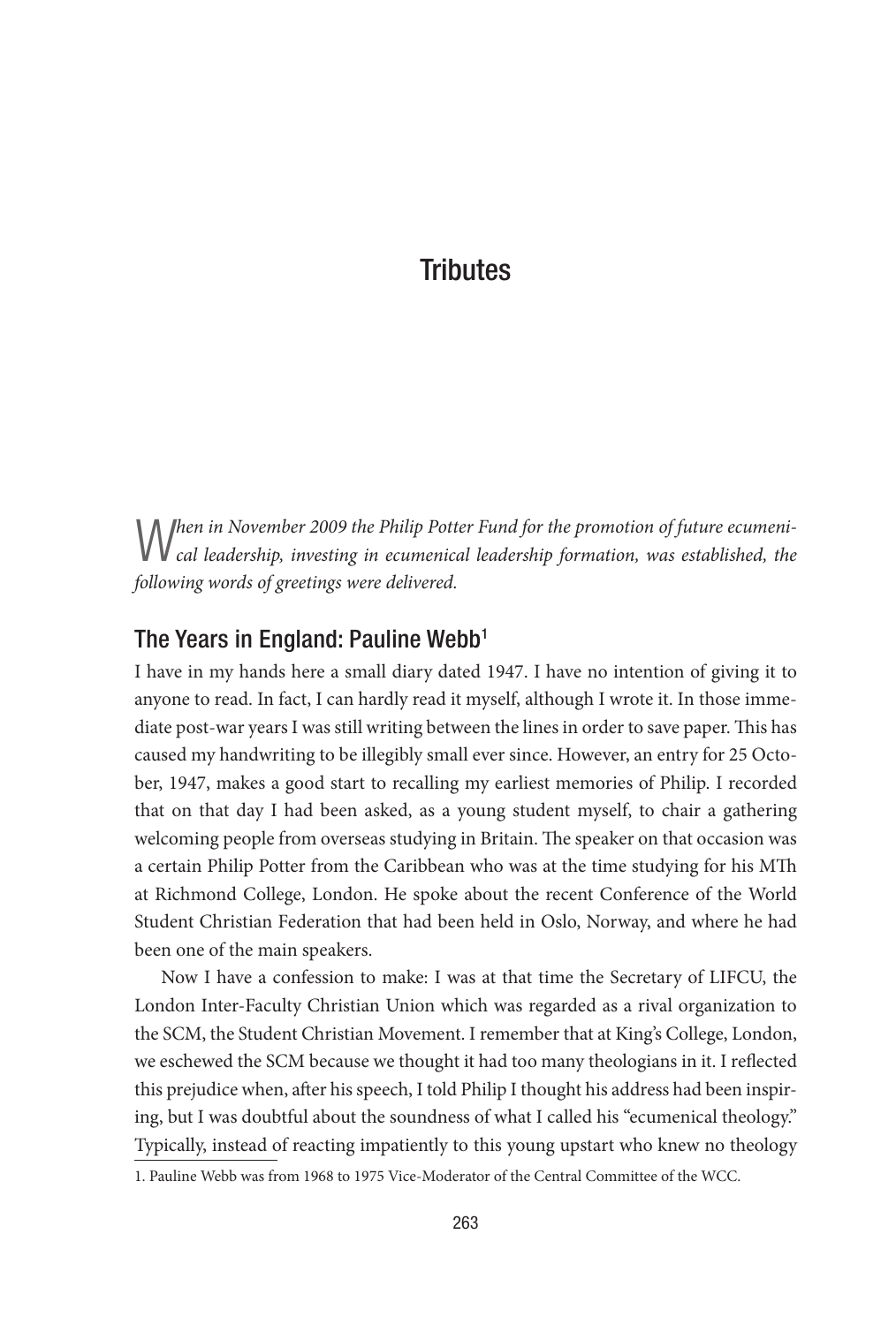# Tributes

*When in November 2009 the Philip Potter Fund for the promotion of future ecumenical leadership, investing in ecumenical leadership formation, was established, the following words of greetings were delivered.*

## The Years in England: Pauline Webb[1]

I have in my hands here a small diary dated 1947. I have no intention of giving it to anyone to read. In fact, I can hardly read it myself, although I wrote it. In those immediate post-war years I was still writing between the lines in order to save paper. This has caused my handwriting to be illegibly small ever since. However, an entry for 25 October, 1947, makes a good start to recalling my earliest memories of Philip. I recorded that on that day I had been asked, as a young student myself, to chair a gathering welcoming people from overseas studying in Britain. The speaker on that occasion was a certain Philip Potter from the Caribbean who was at the time studying for his MTh at Richmond College, London. He spoke about the recent Conference of the World Student Christian Federation that had been held in Oslo, Norway, and where he had been one of the main speakers.

Now I have a confession to make: I was at that time the Secretary of LIFCU, the London Inter-Faculty Christian Union which was regarded as a rival organization to the SCM, the Student Christian Movement. I remember that at King's College, London, we eschewed the SCM because we thought it had too many theologians in it. I reflected this prejudice when, after his speech, I told Philip I thought his address had been inspiring, but I was doubtful about the soundness of what I called his "ecumenical theology." Typically, instead of reacting impatiently to this young upstart who knew no theology

1. Pauline Webb was from 1968 to 1975 Vice-Moderator of the Central Committee of the WCC.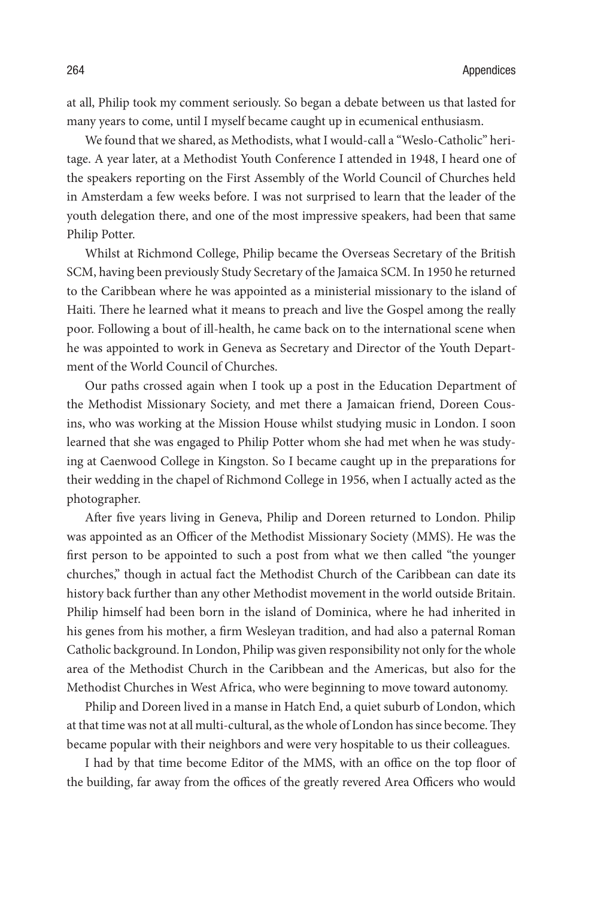at all, Philip took my comment seriously. So began a debate between us that lasted for many years to come, until I myself became caught up in ecumenical enthusiasm.

We found that we shared, as Methodists, what I would-call a "Weslo-Catholic" heritage. A year later, at a Methodist Youth Conference I attended in 1948, I heard one of the speakers reporting on the First Assembly of the World Council of Churches held in Amsterdam a few weeks before. I was not surprised to learn that the leader of the youth delegation there, and one of the most impressive speakers, had been that same Philip Potter.

Whilst at Richmond College, Philip became the Overseas Secretary of the British SCM, having been previously Study Secretary of the Jamaica SCM. In 1950 he returned to the Caribbean where he was appointed as a ministerial missionary to the island of Haiti. There he learned what it means to preach and live the Gospel among the really poor. Following a bout of ill-health, he came back on to the international scene when he was appointed to work in Geneva as Secretary and Director of the Youth Department of the World Council of Churches.

Our paths crossed again when I took up a post in the Education Department of the Methodist Missionary Society, and met there a Jamaican friend, Doreen Cousins, who was working at the Mission House whilst studying music in London. I soon learned that she was engaged to Philip Potter whom she had met when he was studying at Caenwood College in Kingston. So I became caught up in the preparations for their wedding in the chapel of Richmond College in 1956, when I actually acted as the photographer.

After five years living in Geneva, Philip and Doreen returned to London. Philip was appointed as an Officer of the Methodist Missionary Society (MMS). He was the first person to be appointed to such a post from what we then called "the younger churches," though in actual fact the Methodist Church of the Caribbean can date its history back further than any other Methodist movement in the world outside Britain. Philip himself had been born in the island of Dominica, where he had inherited in his genes from his mother, a firm Wesleyan tradition, and had also a paternal Roman Catholic background. In London, Philip was given responsibility not only for the whole area of the Methodist Church in the Caribbean and the Americas, but also for the Methodist Churches in West Africa, who were beginning to move toward autonomy.

Philip and Doreen lived in a manse in Hatch End, a quiet suburb of London, which at that time was not at all multi-cultural, as the whole of London has since become. They became popular with their neighbors and were very hospitable to us their colleagues.

I had by that time become Editor of the MMS, with an office on the top floor of the building, far away from the offices of the greatly revered Area Officers who would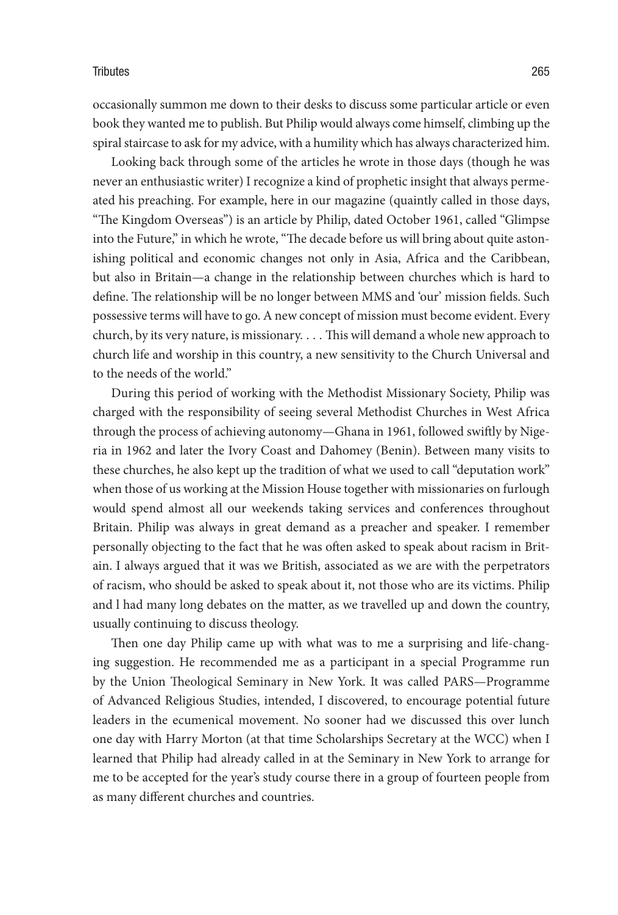occasionally summon me down to their desks to discuss some particular article or even book they wanted me to publish. But Philip would always come himself, climbing up the spiral staircase to ask for my advice, with a humility which has always characterized him.

Looking back through some of the articles he wrote in those days (though he was never an enthusiastic writer) I recognize a kind of prophetic insight that always permeated his preaching. For example, here in our magazine (quaintly called in those days, "The Kingdom Overseas") is an article by Philip, dated October 1961, called "Glimpse into the Future," in which he wrote, "The decade before us will bring about quite astonishing political and economic changes not only in Asia, Africa and the Caribbean, but also in Britain—a change in the relationship between churches which is hard to define. The relationship will be no longer between MMS and 'our' mission fields. Such possessive terms will have to go. A new concept of mission must become evident. Every church, by its very nature, is missionary. . . . This will demand a whole new approach to church life and worship in this country, a new sensitivity to the Church Universal and to the needs of the world."

During this period of working with the Methodist Missionary Society, Philip was charged with the responsibility of seeing several Methodist Churches in West Africa through the process of achieving autonomy—Ghana in 1961, followed swiftly by Nigeria in 1962 and later the Ivory Coast and Dahomey (Benin). Between many visits to these churches, he also kept up the tradition of what we used to call "deputation work" when those of us working at the Mission House together with missionaries on furlough would spend almost all our weekends taking services and conferences throughout Britain. Philip was always in great demand as a preacher and speaker. I remember personally objecting to the fact that he was often asked to speak about racism in Britain. I always argued that it was we British, associated as we are with the perpetrators of racism, who should be asked to speak about it, not those who are its victims. Philip and I had many long debates on the matter, as we travelled up and down the country, usually continuing to discuss theology.

Then one day Philip came up with what was to me a surprising and life-changing suggestion. He recommended me as a participant in a special Programme run by the Union Theological Seminary in New York. It was called PARS—Programme of Advanced Religious Studies, intended, I discovered, to encourage potential future leaders in the ecumenical movement. No sooner had we discussed this over lunch one day with Harry Morton (at that time Scholarships Secretary at the WCC) when I learned that Philip had already called in at the Seminary in New York to arrange for me to be accepted for the year's study course there in a group of fourteen people from as many different churches and countries.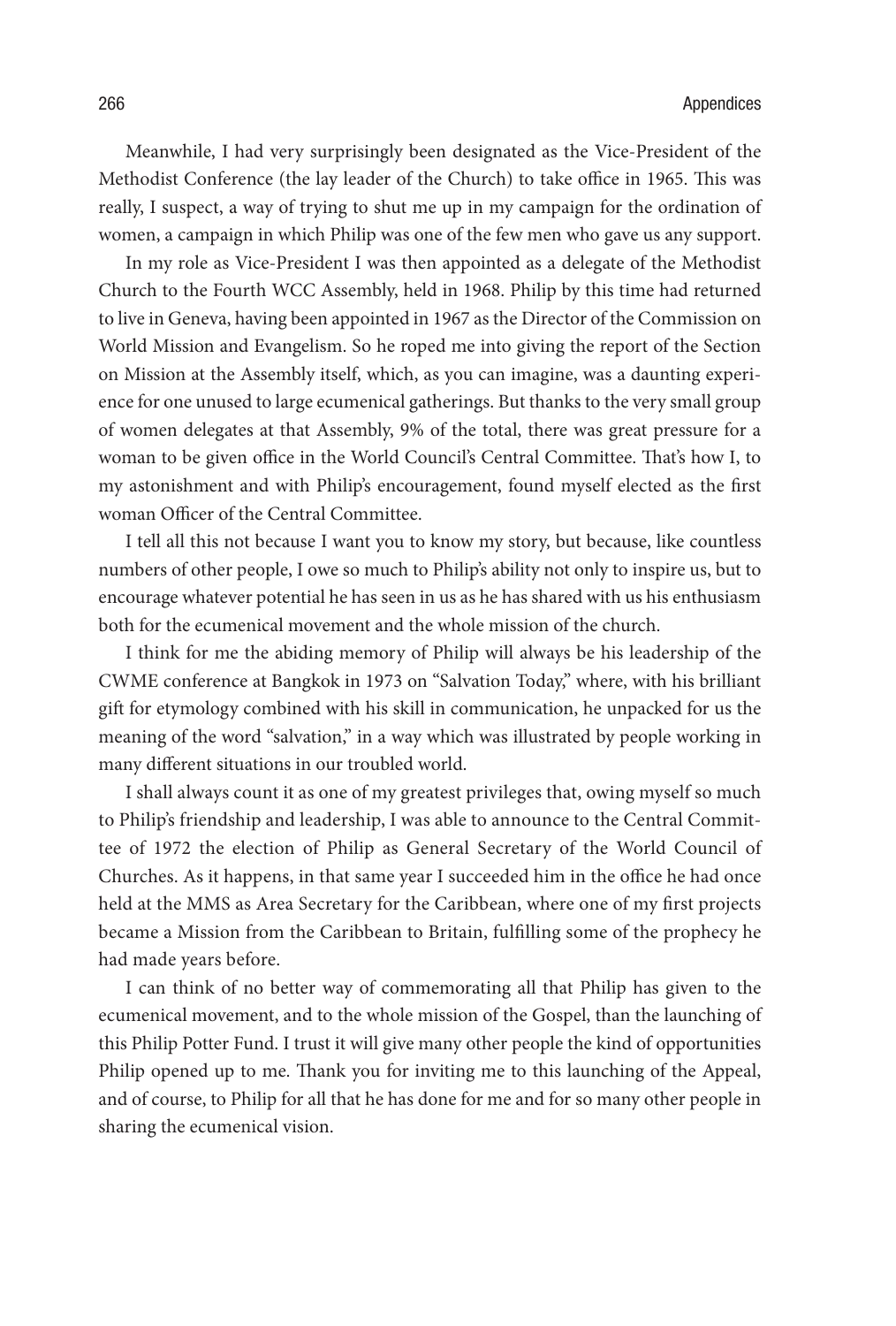Meanwhile, I had very surprisingly been designated as the Vice-President of the Methodist Conference (the lay leader of the Church) to take office in 1965. This was really, I suspect, a way of trying to shut me up in my campaign for the ordination of women, a campaign in which Philip was one of the few men who gave us any support.

In my role as Vice-President I was then appointed as a delegate of the Methodist Church to the Fourth WCC Assembly, held in 1968. Philip by this time had returned to live in Geneva, having been appointed in 1967 as the Director of the Commission on World Mission and Evangelism. So he roped me into giving the report of the Section on Mission at the Assembly itself, which, as you can imagine, was a daunting experience for one unused to large ecumenical gatherings. But thanks to the very small group of women delegates at that Assembly, 9% of the total, there was great pressure for a woman to be given office in the World Council's Central Committee. That's how I, to my astonishment and with Philip's encouragement, found myself elected as the first woman Officer of the Central Committee.

I tell all this not because I want you to know my story, but because, like countless numbers of other people, I owe so much to Philip's ability not only to inspire us, but to encourage whatever potential he has seen in us as he has shared with us his enthusiasm both for the ecumenical movement and the whole mission of the church.

I think for me the abiding memory of Philip will always be his leadership of the CWME conference at Bangkok in 1973 on "Salvation Today," where, with his brilliant gift for etymology combined with his skill in communication, he unpacked for us the meaning of the word "salvation," in a way which was illustrated by people working in many different situations in our troubled world.

I shall always count it as one of my greatest privileges that, owing myself so much to Philip's friendship and leadership, I was able to announce to the Central Committee of 1972 the election of Philip as General Secretary of the World Council of Churches. As it happens, in that same year I succeeded him in the office he had once held at the MMS as Area Secretary for the Caribbean, where one of my first projects became a Mission from the Caribbean to Britain, fulfilling some of the prophecy he had made years before.

I can think of no better way of commemorating all that Philip has given to the ecumenical movement, and to the whole mission of the Gospel, than the launching of this Philip Potter Fund. I trust it will give many other people the kind of opportunities Philip opened up to me. Thank you for inviting me to this launching of the Appeal, and of course, to Philip for all that he has done for me and for so many other people in sharing the ecumenical vision.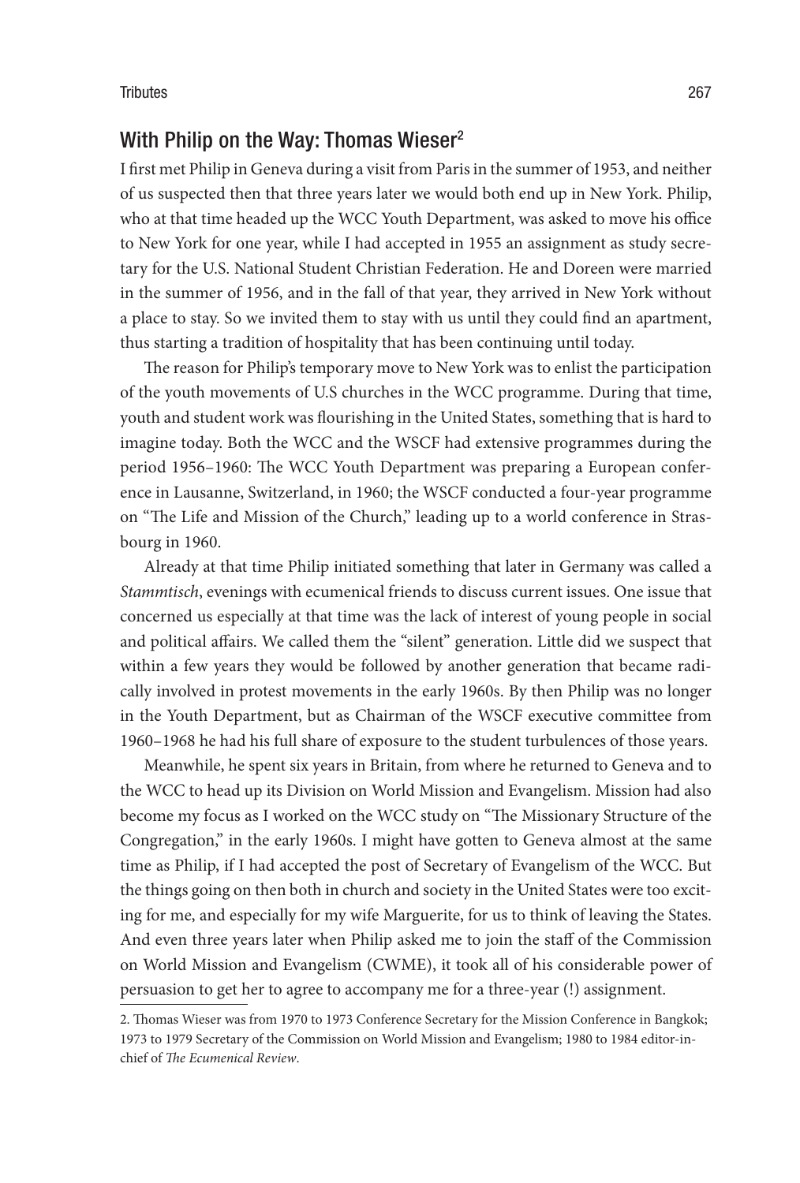## With Philip on the Way: Thomas Wieser[2]

I first met Philip in Geneva during a visit from Paris in the summer of 1953, and neither of us suspected then that three years later we would both end up in New York. Philip, who at that time headed up the WCC Youth Department, was asked to move his office to New York for one year, while I had accepted in 1955 an assignment as study secretary for the U.S. National Student Christian Federation. He and Doreen were married in the summer of 1956, and in the fall of that year, they arrived in New York without a place to stay. So we invited them to stay with us until they could find an apartment, thus starting a tradition of hospitality that has been continuing until today.

The reason for Philip's temporary move to New York was to enlist the participation of the youth movements of U.S churches in the WCC programme. During that time, youth and student work was flourishing in the United States, something that is hard to imagine today. Both the WCC and the WSCF had extensive programmes during the period 1956–1960: The WCC Youth Department was preparing a European conference in Lausanne, Switzerland, in 1960; the WSCF conducted a four-year programme on "The Life and Mission of the Church," leading up to a world conference in Strasbourg in 1960.

Already at that time Philip initiated something that later in Germany was called a *Stammtisch*, evenings with ecumenical friends to discuss current issues. One issue that concerned us especially at that time was the lack of interest of young people in social and political affairs. We called them the "silent" generation. Little did we suspect that within a few years they would be followed by another generation that became radically involved in protest movements in the early 1960s. By then Philip was no longer in the Youth Department, but as Chairman of the WSCF executive committee from 1960–1968 he had his full share of exposure to the student turbulences of those years.

Meanwhile, he spent six years in Britain, from where he returned to Geneva and to the WCC to head up its Division on World Mission and Evangelism. Mission had also become my focus as I worked on the WCC study on "The Missionary Structure of the Congregation," in the early 1960s. I might have gotten to Geneva almost at the same time as Philip, if I had accepted the post of Secretary of Evangelism of the WCC. But the things going on then both in church and society in the United States were too exciting for me, and especially for my wife Marguerite, for us to think of leaving the States. And even three years later when Philip asked me to join the staff of the Commission on World Mission and Evangelism (CWME), it took all of his considerable power of persuasion to get her to agree to accompany me for a three-year (!) assignment.

2. Thomas Wieser was from 1970 to 1973 Conference Secretary for the Mission Conference in Bangkok; 1973 to 1979 Secretary of the Commission on World Mission and Evangelism; 1980 to 1984 editor-in-chief of *The Ecumenical Review*.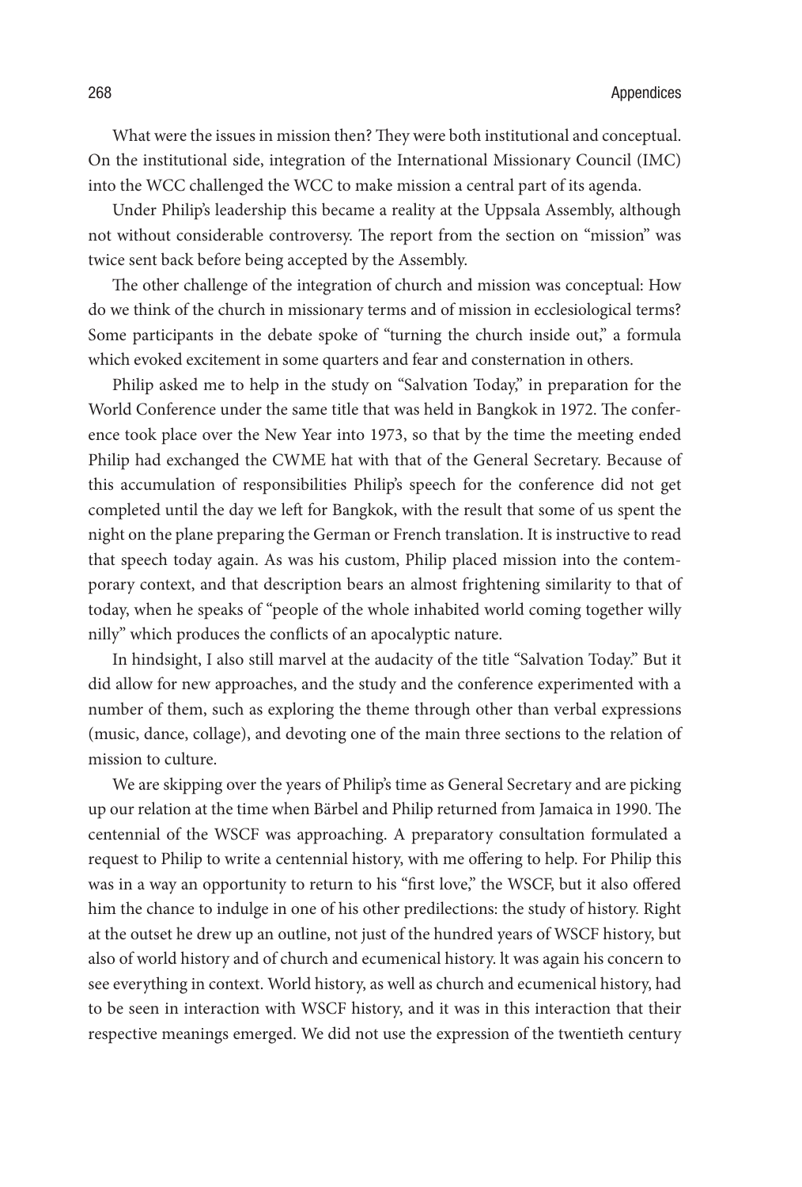What were the issues in mission then? They were both institutional and conceptual. On the institutional side, integration of the International Missionary Council (IMC) into the WCC challenged the WCC to make mission a central part of its agenda.

Under Philip's leadership this became a reality at the Uppsala Assembly, although not without considerable controversy. The report from the section on "mission" was twice sent back before being accepted by the Assembly.

The other challenge of the integration of church and mission was conceptual: How do we think of the church in missionary terms and of mission in ecclesiological terms? Some participants in the debate spoke of "turning the church inside out," a formula which evoked excitement in some quarters and fear and consternation in others.

Philip asked me to help in the study on "Salvation Today," in preparation for the World Conference under the same title that was held in Bangkok in 1972. The conference took place over the New Year into 1973, so that by the time the meeting ended Philip had exchanged the CWME hat with that of the General Secretary. Because of this accumulation of responsibilities Philip's speech for the conference did not get completed until the day we left for Bangkok, with the result that some of us spent the night on the plane preparing the German or French translation. It is instructive to read that speech today again. As was his custom, Philip placed mission into the contemporary context, and that description bears an almost frightening similarity to that of today, when he speaks of "people of the whole inhabited world coming together willy nilly" which produces the conflicts of an apocalyptic nature.

In hindsight, I also still marvel at the audacity of the title "Salvation Today." But it did allow for new approaches, and the study and the conference experimented with a number of them, such as exploring the theme through other than verbal expressions (music, dance, collage), and devoting one of the main three sections to the relation of mission to culture.

We are skipping over the years of Philip's time as General Secretary and are picking up our relation at the time when Bärbel and Philip returned from Jamaica in 1990. The centennial of the WSCF was approaching. A preparatory consultation formulated a request to Philip to write a centennial history, with me offering to help. For Philip this was in a way an opportunity to return to his "first love," the WSCF, but it also offered him the chance to indulge in one of his other predilections: the study of history. Right at the outset he drew up an outline, not just of the hundred years of WSCF history, but also of world history and of church and ecumenical history. It was again his concern to see everything in context. World history, as well as church and ecumenical history, had to be seen in interaction with WSCF history, and it was in this interaction that their respective meanings emerged. We did not use the expression of the twentieth century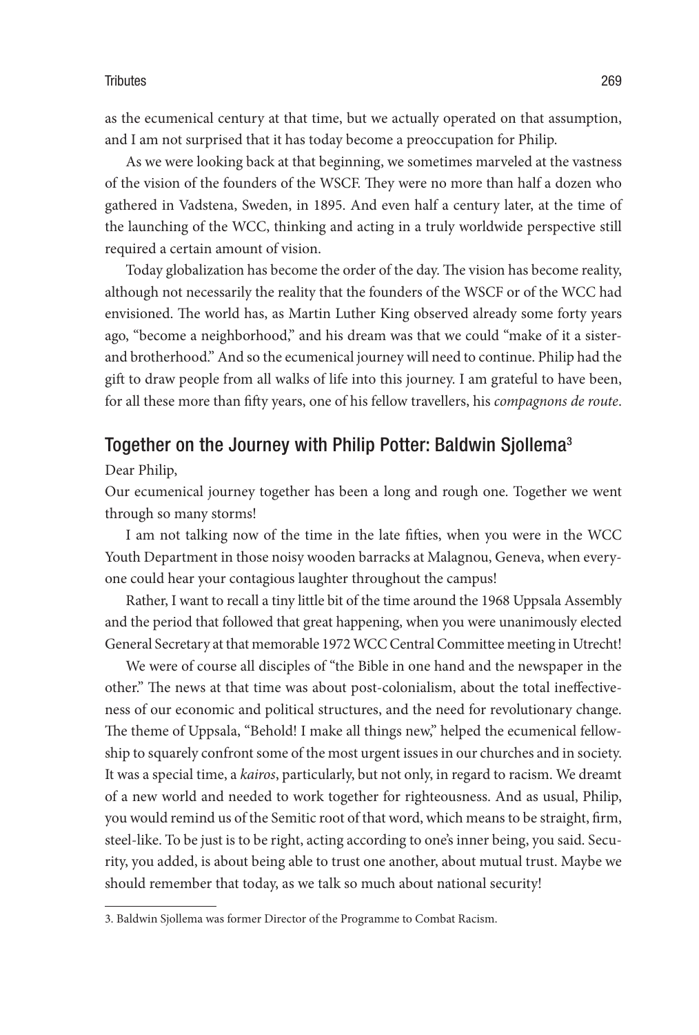as the ecumenical century at that time, but we actually operated on that assumption, and I am not surprised that it has today become a preoccupation for Philip.

As we were looking back at that beginning, we sometimes marveled at the vastness of the vision of the founders of the WSCF. They were no more than half a dozen who gathered in Vadstena, Sweden, in 1895. And even half a century later, at the time of the launching of the WCC, thinking and acting in a truly worldwide perspective still required a certain amount of vision.

Today globalization has become the order of the day. The vision has become reality, although not necessarily the reality that the founders of the WSCF or of the WCC had envisioned. The world has, as Martin Luther King observed already some forty years ago, "become a neighborhood," and his dream was that we could "make of it a sister- and brotherhood." And so the ecumenical journey will need to continue. Philip had the gift to draw people from all walks of life into this journey. I am grateful to have been, for all these more than fifty years, one of his fellow travellers, his *compagnons de route*.

## Together on the Journey with Philip Potter: Baldwin Sjollema[3]

Dear Philip,

Our ecumenical journey together has been a long and rough one. Together we went through so many storms!

I am not talking now of the time in the late fifties, when you were in the WCC Youth Department in those noisy wooden barracks at Malagnou, Geneva, when everyone could hear your contagious laughter throughout the campus!

Rather, I want to recall a tiny little bit of the time around the 1968 Uppsala Assembly and the period that followed that great happening, when you were unanimously elected General Secretary at that memorable 1972 WCC Central Committee meeting in Utrecht!

We were of course all disciples of "the Bible in one hand and the newspaper in the other." The news at that time was about post-colonialism, about the total ineffectiveness of our economic and political structures, and the need for revolutionary change. The theme of Uppsala, "Behold! I make all things new," helped the ecumenical fellowship to squarely confront some of the most urgent issues in our churches and in society. It was a special time, a *kairos*, particularly, but not only, in regard to racism. We dreamt of a new world and needed to work together for righteousness. And as usual, Philip, you would remind us of the Semitic root of that word, which means to be straight, firm, steel-like. To be just is to be right, acting according to one's inner being, you said. Security, you added, is about being able to trust one another, about mutual trust. Maybe we should remember that today, as we talk so much about national security!

3. Baldwin Sjollema was former Director of the Programme to Combat Racism.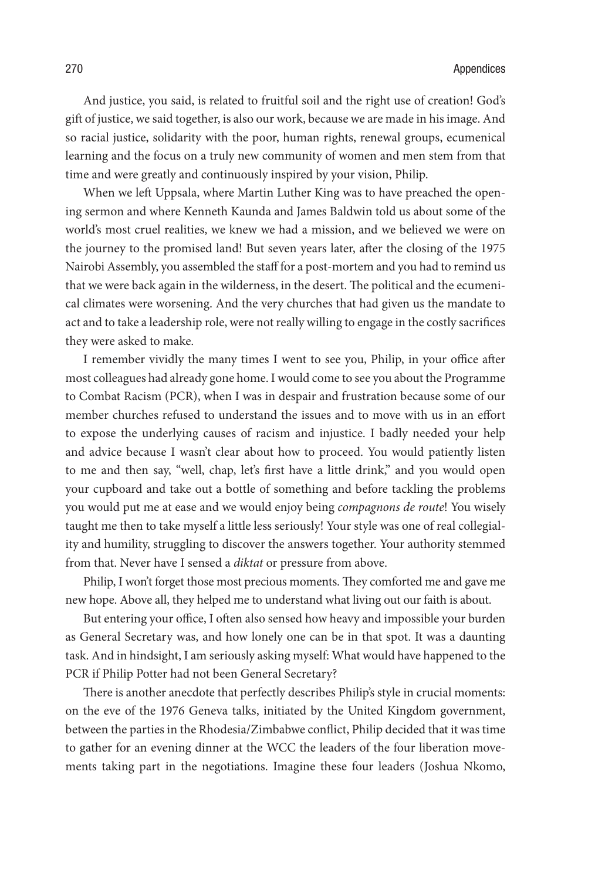And justice, you said, is related to fruitful soil and the right use of creation! God's gift of justice, we said together, is also our work, because we are made in his image. And so racial justice, solidarity with the poor, human rights, renewal groups, ecumenical learning and the focus on a truly new community of women and men stem from that time and were greatly and continuously inspired by your vision, Philip.

When we left Uppsala, where Martin Luther King was to have preached the opening sermon and where Kenneth Kaunda and James Baldwin told us about some of the world's most cruel realities, we knew we had a mission, and we believed we were on the journey to the promised land! But seven years later, after the closing of the 1975 Nairobi Assembly, you assembled the staff for a post-mortem and you had to remind us that we were back again in the wilderness, in the desert. The political and the ecumenical climates were worsening. And the very churches that had given us the mandate to act and to take a leadership role, were not really willing to engage in the costly sacrifices they were asked to make.

I remember vividly the many times I went to see you, Philip, in your office after most colleagues had already gone home. I would come to see you about the Programme to Combat Racism (PCR), when I was in despair and frustration because some of our member churches refused to understand the issues and to move with us in an effort to expose the underlying causes of racism and injustice. I badly needed your help and advice because I wasn't clear about how to proceed. You would patiently listen to me and then say, "well, chap, let's first have a little drink," and you would open your cupboard and take out a bottle of something and before tackling the problems you would put me at ease and we would enjoy being *compagnons de route*! You wisely taught me then to take myself a little less seriously! Your style was one of real collegiality and humility, struggling to discover the answers together. Your authority stemmed from that. Never have I sensed a *diktat* or pressure from above.

Philip, I won't forget those most precious moments. They comforted me and gave me new hope. Above all, they helped me to understand what living out our faith is about.

But entering your office, I often also sensed how heavy and impossible your burden as General Secretary was, and how lonely one can be in that spot. It was a daunting task. And in hindsight, I am seriously asking myself: What would have happened to the PCR if Philip Potter had not been General Secretary?

There is another anecdote that perfectly describes Philip's style in crucial moments: on the eve of the 1976 Geneva talks, initiated by the United Kingdom government, between the parties in the Rhodesia/Zimbabwe conflict, Philip decided that it was time to gather for an evening dinner at the WCC the leaders of the four liberation movements taking part in the negotiations. Imagine these four leaders (Joshua Nkomo,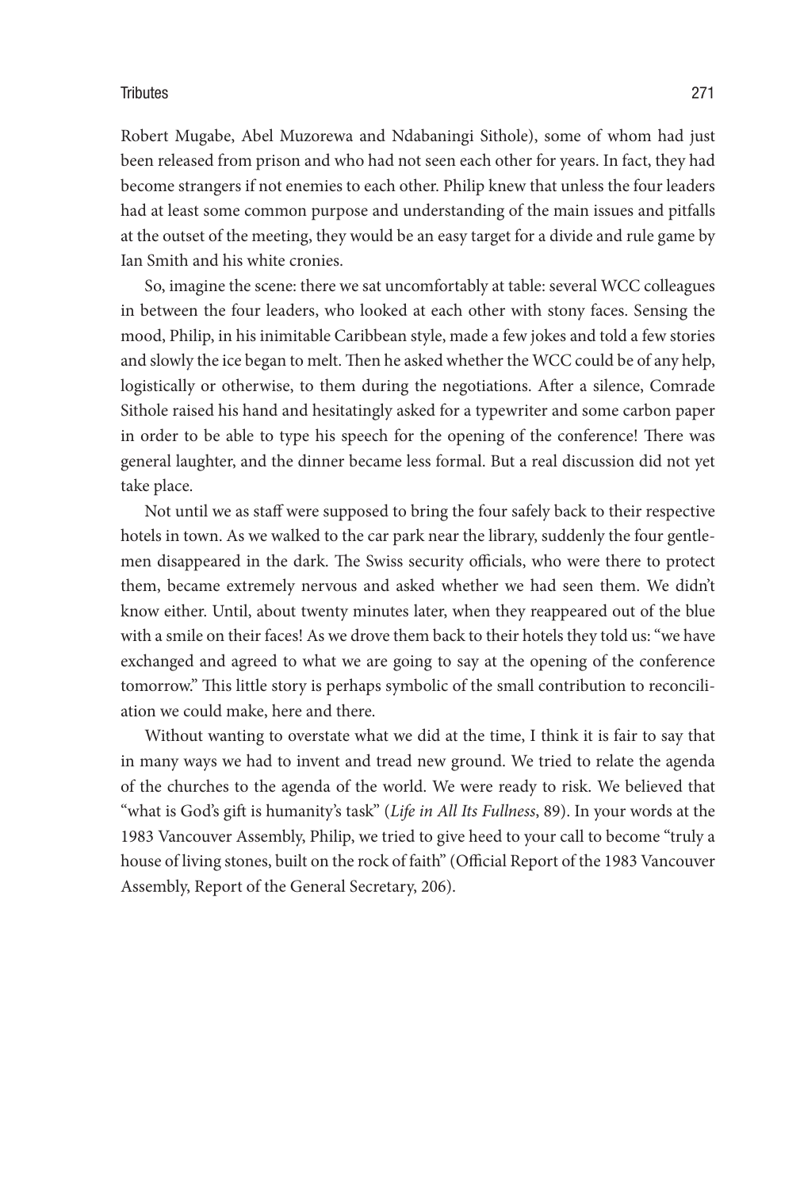Robert Mugabe, Abel Muzorewa and Ndabaningi Sithole), some of whom had just been released from prison and who had not seen each other for years. In fact, they had become strangers if not enemies to each other. Philip knew that unless the four leaders had at least some common purpose and understanding of the main issues and pitfalls at the outset of the meeting, they would be an easy target for a divide and rule game by Ian Smith and his white cronies.

So, imagine the scene: there we sat uncomfortably at table: several WCC colleagues in between the four leaders, who looked at each other with stony faces. Sensing the mood, Philip, in his inimitable Caribbean style, made a few jokes and told a few stories and slowly the ice began to melt. Then he asked whether the WCC could be of any help, logistically or otherwise, to them during the negotiations. After a silence, Comrade Sithole raised his hand and hesitatingly asked for a typewriter and some carbon paper in order to be able to type his speech for the opening of the conference! There was general laughter, and the dinner became less formal. But a real discussion did not yet take place.

Not until we as staff were supposed to bring the four safely back to their respective hotels in town. As we walked to the car park near the library, suddenly the four gentlemen disappeared in the dark. The Swiss security officials, who were there to protect them, became extremely nervous and asked whether we had seen them. We didn't know either. Until, about twenty minutes later, when they reappeared out of the blue with a smile on their faces! As we drove them back to their hotels they told us: "we have exchanged and agreed to what we are going to say at the opening of the conference tomorrow." This little story is perhaps symbolic of the small contribution to reconciliation we could make, here and there.

Without wanting to overstate what we did at the time, I think it is fair to say that in many ways we had to invent and tread new ground. We tried to relate the agenda of the churches to the agenda of the world. We were ready to risk. We believed that "what is God's gift is humanity's task" (*Life in All Its Fullness*, 89). In your words at the 1983 Vancouver Assembly, Philip, we tried to give heed to your call to become "truly a house of living stones, built on the rock of faith" (Official Report of the 1983 Vancouver Assembly, Report of the General Secretary, 206).